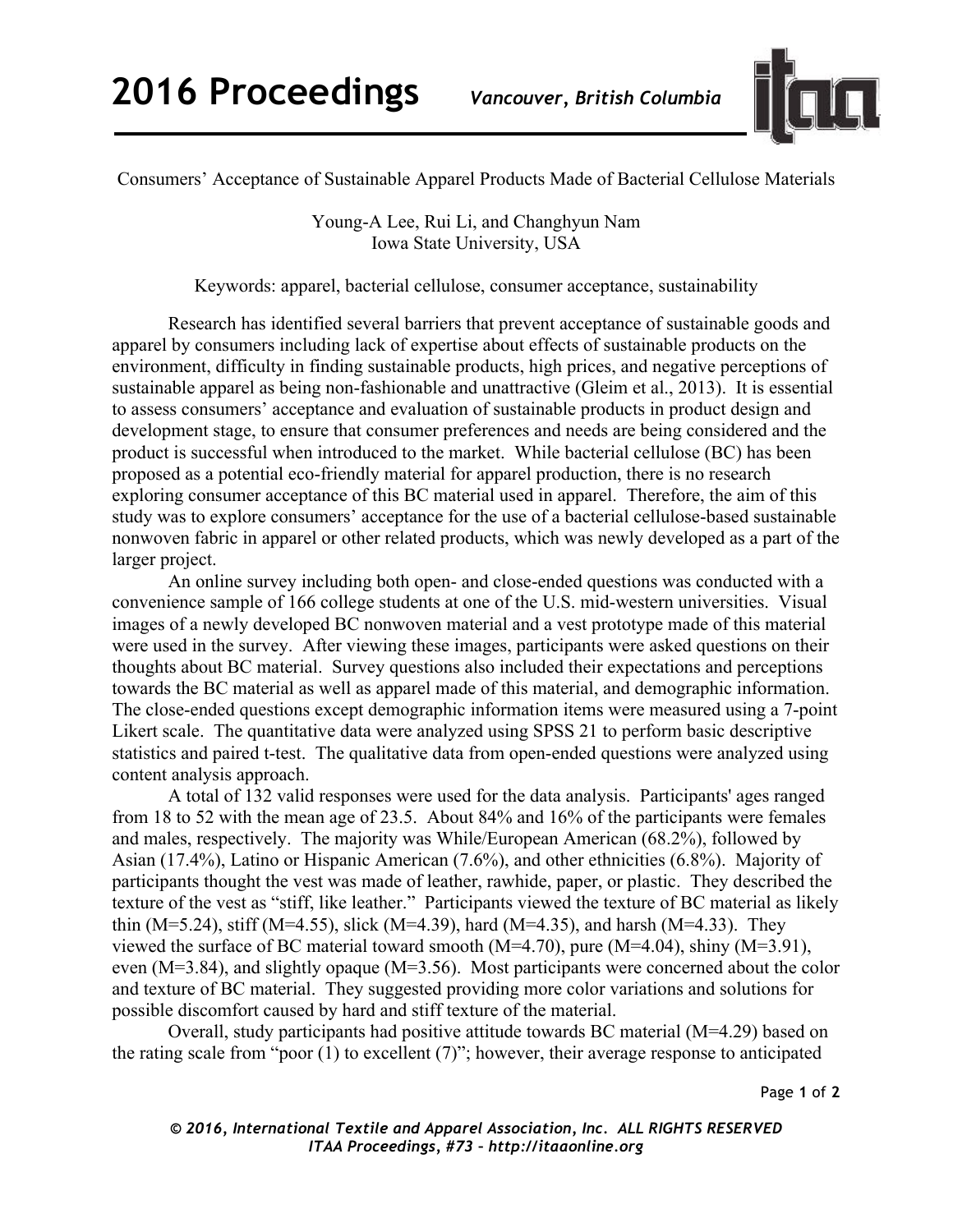# Consumers' Acceptance of Sustainable Apparel Products Made of Bacterial Cellulose Materials

Young-A Lee, Rui Li, and Changhyun Nam
Iowa State University, USA

Keywords: apparel, bacterial cellulose, consumer acceptance, sustainability

Research has identified several barriers that prevent acceptance of sustainable goods and apparel by consumers including lack of expertise about effects of sustainable products on the environment, difficulty in finding sustainable products, high prices, and negative perceptions of sustainable apparel as being non-fashionable and unattractive (Gleim et al., 2013). It is essential to assess consumers' acceptance and evaluation of sustainable products in product design and development stage, to ensure that consumer preferences and needs are being considered and the product is successful when introduced to the market. While bacterial cellulose (BC) has been proposed as a potential eco-friendly material for apparel production, there is no research exploring consumer acceptance of this BC material used in apparel. Therefore, the aim of this study was to explore consumers' acceptance for the use of a bacterial cellulose-based sustainable nonwoven fabric in apparel or other related products, which was newly developed as a part of the larger project.

An online survey including both open- and close-ended questions was conducted with a convenience sample of 166 college students at one of the U.S. mid-western universities. Visual images of a newly developed BC nonwoven material and a vest prototype made of this material were used in the survey. After viewing these images, participants were asked questions on their thoughts about BC material. Survey questions also included their expectations and perceptions towards the BC material as well as apparel made of this material, and demographic information. The close-ended questions except demographic information items were measured using a 7-point Likert scale. The quantitative data were analyzed using SPSS 21 to perform basic descriptive statistics and paired t-test. The qualitative data from open-ended questions were analyzed using content analysis approach.

A total of 132 valid responses were used for the data analysis. Participants' ages ranged from 18 to 52 with the mean age of 23.5. About 84% and 16% of the participants were females and males, respectively. The majority was While/European American (68.2%), followed by Asian (17.4%), Latino or Hispanic American (7.6%), and other ethnicities (6.8%). Majority of participants thought the vest was made of leather, rawhide, paper, or plastic. They described the texture of the vest as "stiff, like leather." Participants viewed the texture of BC material as likely thin (M=5.24), stiff (M=4.55), slick (M=4.39), hard (M=4.35), and harsh (M=4.33). They viewed the surface of BC material toward smooth (M=4.70), pure (M=4.04), shiny (M=3.91), even (M=3.84), and slightly opaque (M=3.56). Most participants were concerned about the color and texture of BC material. They suggested providing more color variations and solutions for possible discomfort caused by hard and stiff texture of the material.

Overall, study participants had positive attitude towards BC material (M=4.29) based on the rating scale from "poor (1) to excellent (7)"; however, their average response to anticipated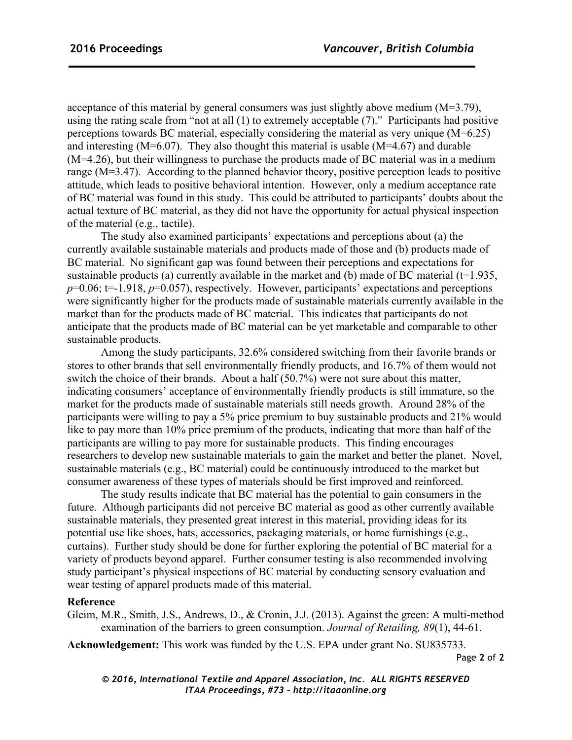acceptance of this material by general consumers was just slightly above medium (M=3.79), using the rating scale from "not at all (1) to extremely acceptable (7)." Participants had positive perceptions towards BC material, especially considering the material as very unique (M=6.25) and interesting (M=6.07). They also thought this material is usable (M=4.67) and durable (M=4.26), but their willingness to purchase the products made of BC material was in a medium range (M=3.47). According to the planned behavior theory, positive perception leads to positive attitude, which leads to positive behavioral intention. However, only a medium acceptance rate of BC material was found in this study. This could be attributed to participants' doubts about the actual texture of BC material, as they did not have the opportunity for actual physical inspection of the material (e.g., tactile).

The study also examined participants' expectations and perceptions about (a) the currently available sustainable materials and products made of those and (b) products made of BC material. No significant gap was found between their perceptions and expectations for sustainable products (a) currently available in the market and (b) made of BC material (t=1.935, $p$=0.06; t=-1.918, $p$=0.057), respectively. However, participants' expectations and perceptions were significantly higher for the products made of sustainable materials currently available in the market than for the products made of BC material. This indicates that participants do not anticipate that the products made of BC material can be yet marketable and comparable to other sustainable products.

Among the study participants, 32.6% considered switching from their favorite brands or stores to other brands that sell environmentally friendly products, and 16.7% of them would not switch the choice of their brands. About a half (50.7%) were not sure about this matter, indicating consumers' acceptance of environmentally friendly products is still immature, so the market for the products made of sustainable materials still needs growth. Around 28% of the participants were willing to pay a 5% price premium to buy sustainable products and 21% would like to pay more than 10% price premium of the products, indicating that more than half of the participants are willing to pay more for sustainable products. This finding encourages researchers to develop new sustainable materials to gain the market and better the planet. Novel, sustainable materials (e.g., BC material) could be continuously introduced to the market but consumer awareness of these types of materials should be first improved and reinforced.

The study results indicate that BC material has the potential to gain consumers in the future. Although participants did not perceive BC material as good as other currently available sustainable materials, they presented great interest in this material, providing ideas for its potential use like shoes, hats, accessories, packaging materials, or home furnishings (e.g., curtains). Further study should be done for further exploring the potential of BC material for a variety of products beyond apparel. Further consumer testing is also recommended involving study participant's physical inspections of BC material by conducting sensory evaluation and wear testing of apparel products made of this material.

**Reference**

Gleim, M.R., Smith, J.S., Andrews, D., & Cronin, J.J. (2013). Against the green: A multi-method examination of the barriers to green consumption. *Journal of Retailing, 89*(1), 44-61.

**Acknowledgement:** This work was funded by the U.S. EPA under grant No. SU835733.